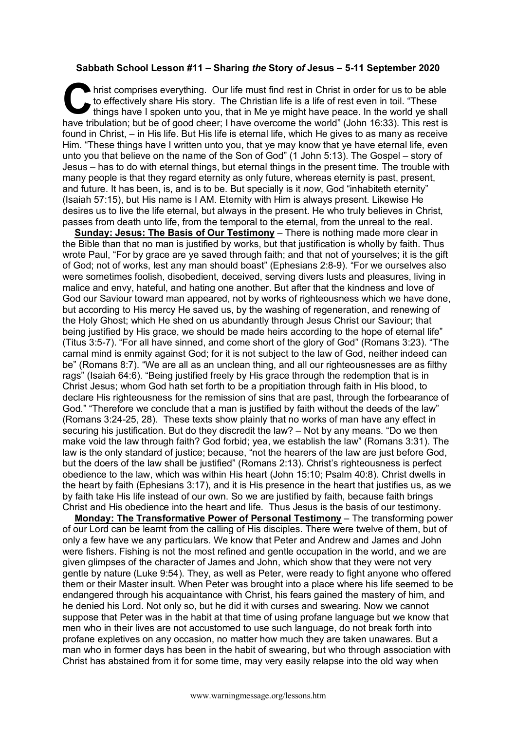**Sabbath School Lesson #11 – Sharing *the* Story *of* Jesus – 5-11 September 2020**

Christ comprises everything. Our life must find rest in Christ in order for us to be able to effectively share His story. The Christian life is a life of rest even in toil. "These things have I spoken unto you, that in Me ye might have peace. In the world ye shall have tribulation; but be of good cheer; I have overcome the world" (John 16:33). This rest is found in Christ, – in His life. But His life is eternal life, which He gives to as many as receive Him. "These things have I written unto you, that ye may know that ye have eternal life, even unto you that believe on the name of the Son of God" (1 John 5:13). The Gospel – story of Jesus – has to do with eternal things, but eternal things in the present time. The trouble with many people is that they regard eternity as only future, whereas eternity is past, present, and future. It has been, is, and is to be. But specially is it *now*, God "inhabiteth eternity" (Isaiah 57:15), but His name is I AM. Eternity with Him is always present. Likewise He desires us to live the life eternal, but always in the present. He who truly believes in Christ, passes from death unto life, from the temporal to the eternal, from the unreal to the real.

**Sunday: Jesus: The Basis of Our Testimony** – There is nothing made more clear in the Bible than that no man is justified by works, but that justification is wholly by faith. Thus wrote Paul, "For by grace are ye saved through faith; and that not of yourselves; it is the gift of God; not of works, lest any man should boast" (Ephesians 2:8-9). "For we ourselves also were sometimes foolish, disobedient, deceived, serving divers lusts and pleasures, living in malice and envy, hateful, and hating one another. But after that the kindness and love of God our Saviour toward man appeared, not by works of righteousness which we have done, but according to His mercy He saved us, by the washing of regeneration, and renewing of the Holy Ghost; which He shed on us abundantly through Jesus Christ our Saviour; that being justified by His grace, we should be made heirs according to the hope of eternal life" (Titus 3:5-7). "For all have sinned, and come short of the glory of God" (Romans 3:23). "The carnal mind is enmity against God; for it is not subject to the law of God, neither indeed can be" (Romans 8:7). "We are all as an unclean thing, and all our righteousnesses are as filthy rags" (Isaiah 64:6). "Being justified freely by His grace through the redemption that is in Christ Jesus; whom God hath set forth to be a propitiation through faith in His blood, to declare His righteousness for the remission of sins that are past, through the forbearance of God." "Therefore we conclude that a man is justified by faith without the deeds of the law" (Romans 3:24-25, 28). These texts show plainly that no works of man have any effect in securing his justification. But do they discredit the law? – Not by any means. "Do we then make void the law through faith? God forbid; yea, we establish the law" (Romans 3:31). The law is the only standard of justice; because, "not the hearers of the law are just before God, but the doers of the law shall be justified" (Romans 2:13). Christ's righteousness is perfect obedience to the law, which was within His heart (John 15:10; Psalm 40:8). Christ dwells in the heart by faith (Ephesians 3:17), and it is His presence in the heart that justifies us, as we by faith take His life instead of our own. So we are justified by faith, because faith brings Christ and His obedience into the heart and life. Thus Jesus is the basis of our testimony.

**Monday: The Transformative Power of Personal Testimony** – The transforming power of our Lord can be learnt from the calling of His disciples. There were twelve of them, but of only a few have we any particulars. We know that Peter and Andrew and James and John were fishers. Fishing is not the most refined and gentle occupation in the world, and we are given glimpses of the character of James and John, which show that they were not very gentle by nature (Luke 9:54). They, as well as Peter, were ready to fight anyone who offered them or their Master insult. When Peter was brought into a place where his life seemed to be endangered through his acquaintance with Christ, his fears gained the mastery of him, and he denied his Lord. Not only so, but he did it with curses and swearing. Now we cannot suppose that Peter was in the habit at that time of using profane language but we know that men who in their lives are not accustomed to use such language, do not break forth into profane expletives on any occasion, no matter how much they are taken unawares. But a man who in former days has been in the habit of swearing, but who through association with Christ has abstained from it for some time, may very easily relapse into the old way when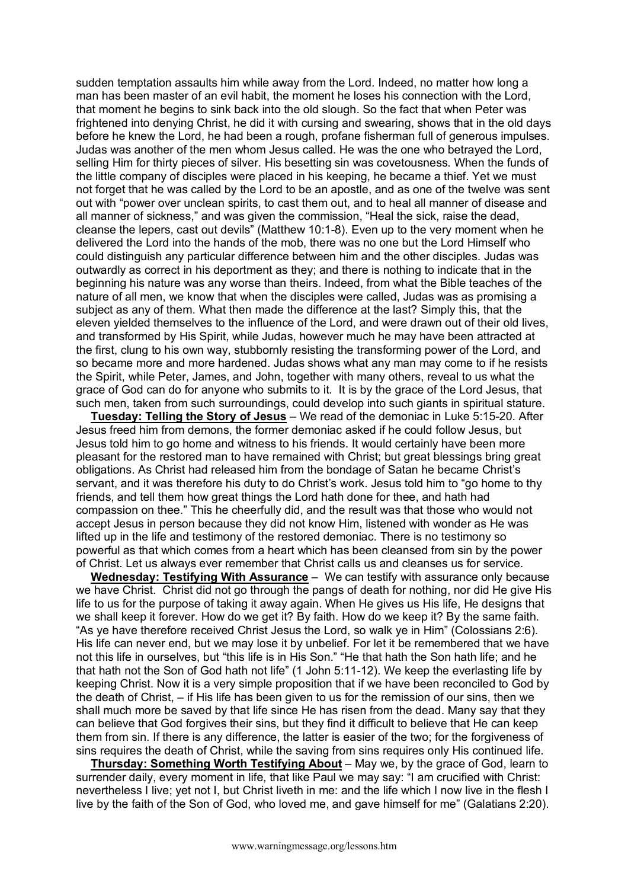sudden temptation assaults him while away from the Lord. Indeed, no matter how long a man has been master of an evil habit, the moment he loses his connection with the Lord, that moment he begins to sink back into the old slough. So the fact that when Peter was frightened into denying Christ, he did it with cursing and swearing, shows that in the old days before he knew the Lord, he had been a rough, profane fisherman full of generous impulses. Judas was another of the men whom Jesus called. He was the one who betrayed the Lord, selling Him for thirty pieces of silver. His besetting sin was covetousness. When the funds of the little company of disciples were placed in his keeping, he became a thief. Yet we must not forget that he was called by the Lord to be an apostle, and as one of the twelve was sent out with "power over unclean spirits, to cast them out, and to heal all manner of disease and all manner of sickness," and was given the commission, "Heal the sick, raise the dead, cleanse the lepers, cast out devils" (Matthew 10:1-8). Even up to the very moment when he delivered the Lord into the hands of the mob, there was no one but the Lord Himself who could distinguish any particular difference between him and the other disciples. Judas was outwardly as correct in his deportment as they; and there is nothing to indicate that in the beginning his nature was any worse than theirs. Indeed, from what the Bible teaches of the nature of all men, we know that when the disciples were called, Judas was as promising a subject as any of them. What then made the difference at the last? Simply this, that the eleven yielded themselves to the influence of the Lord, and were drawn out of their old lives, and transformed by His Spirit, while Judas, however much he may have been attracted at the first, clung to his own way, stubbornly resisting the transforming power of the Lord, and so became more and more hardened. Judas shows what any man may come to if he resists the Spirit, while Peter, James, and John, together with many others, reveal to us what the grace of God can do for anyone who submits to it. It is by the grace of the Lord Jesus, that such men, taken from such surroundings, could develop into such giants in spiritual stature.

**Tuesday: Telling the Story of Jesus** – We read of the demoniac in Luke 5:15-20. After Jesus freed him from demons, the former demoniac asked if he could follow Jesus, but Jesus told him to go home and witness to his friends. It would certainly have been more pleasant for the restored man to have remained with Christ; but great blessings bring great obligations. As Christ had released him from the bondage of Satan he became Christ's servant, and it was therefore his duty to do Christ's work. Jesus told him to "go home to thy friends, and tell them how great things the Lord hath done for thee, and hath had compassion on thee." This he cheerfully did, and the result was that those who would not accept Jesus in person because they did not know Him, listened with wonder as He was lifted up in the life and testimony of the restored demoniac. There is no testimony so powerful as that which comes from a heart which has been cleansed from sin by the power of Christ. Let us always ever remember that Christ calls us and cleanses us for service.

**Wednesday: Testifying With Assurance** – We can testify with assurance only because we have Christ. Christ did not go through the pangs of death for nothing, nor did He give His life to us for the purpose of taking it away again. When He gives us His life, He designs that we shall keep it forever. How do we get it? By faith. How do we keep it? By the same faith. "As ye have therefore received Christ Jesus the Lord, so walk ye in Him" (Colossians 2:6). His life can never end, but we may lose it by unbelief. For let it be remembered that we have not this life in ourselves, but "this life is in His Son." "He that hath the Son hath life; and he that hath not the Son of God hath not life" (1 John 5:11-12). We keep the everlasting life by keeping Christ. Now it is a very simple proposition that if we have been reconciled to God by the death of Christ, – if His life has been given to us for the remission of our sins, then we shall much more be saved by that life since He has risen from the dead. Many say that they can believe that God forgives their sins, but they find it difficult to believe that He can keep them from sin. If there is any difference, the latter is easier of the two; for the forgiveness of sins requires the death of Christ, while the saving from sins requires only His continued life.

**Thursday: Something Worth Testifying About** – May we, by the grace of God, learn to surrender daily, every moment in life, that like Paul we may say: "I am crucified with Christ: nevertheless I live; yet not I, but Christ liveth in me: and the life which I now live in the flesh I live by the faith of the Son of God, who loved me, and gave himself for me" (Galatians 2:20).